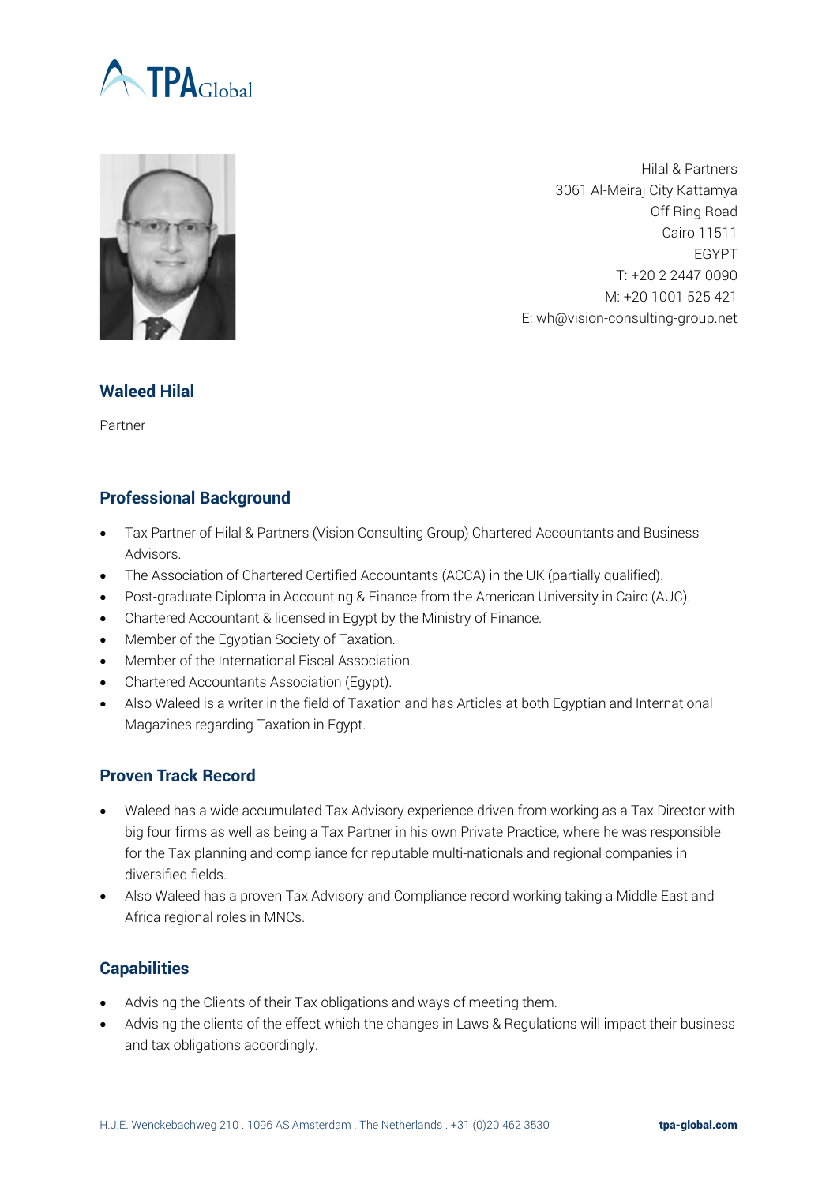Hilal & Partners
3061 Al-Meiraj City Kattamya
Off Ring Road
Cairo 11511
EGYPT
T: +20 2 2447 0090
M: +20 1001 525 421
E: wh@vision-consulting-group.net

## Waleed Hilal

Partner

## Professional Background

- Tax Partner of Hilal & Partners (Vision Consulting Group) Chartered Accountants and Business Advisors.
- The Association of Chartered Certified Accountants (ACCA) in the UK (partially qualified).
- Post-graduate Diploma in Accounting & Finance from the American University in Cairo (AUC).
- Chartered Accountant & licensed in Egypt by the Ministry of Finance.
- Member of the Egyptian Society of Taxation.
- Member of the International Fiscal Association.
- Chartered Accountants Association (Egypt).
- Also Waleed is a writer in the field of Taxation and has Articles at both Egyptian and International Magazines regarding Taxation in Egypt.

## Proven Track Record

- Waleed has a wide accumulated Tax Advisory experience driven from working as a Tax Director with big four firms as well as being a Tax Partner in his own Private Practice, where he was responsible for the Tax planning and compliance for reputable multi-nationals and regional companies in diversified fields.
- Also Waleed has a proven Tax Advisory and Compliance record working taking a Middle East and Africa regional roles in MNCs.

## Capabilities

- Advising the Clients of their Tax obligations and ways of meeting them.
- Advising the clients of the effect which the changes in Laws & Regulations will impact their business and tax obligations accordingly.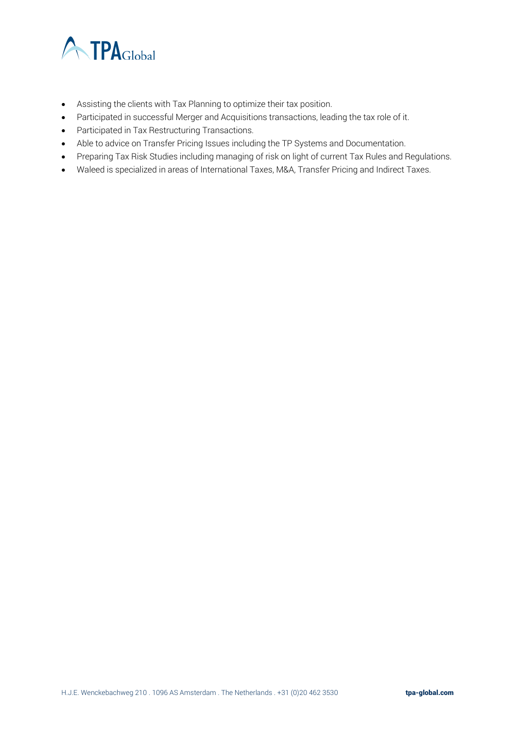- Assisting the clients with Tax Planning to optimize their tax position.
- Participated in successful Merger and Acquisitions transactions, leading the tax role of it.
- Participated in Tax Restructuring Transactions.
- Able to advice on Transfer Pricing Issues including the TP Systems and Documentation.
- Preparing Tax Risk Studies including managing of risk on light of current Tax Rules and Regulations.
- Waleed is specialized in areas of International Taxes, M&A, Transfer Pricing and Indirect Taxes.